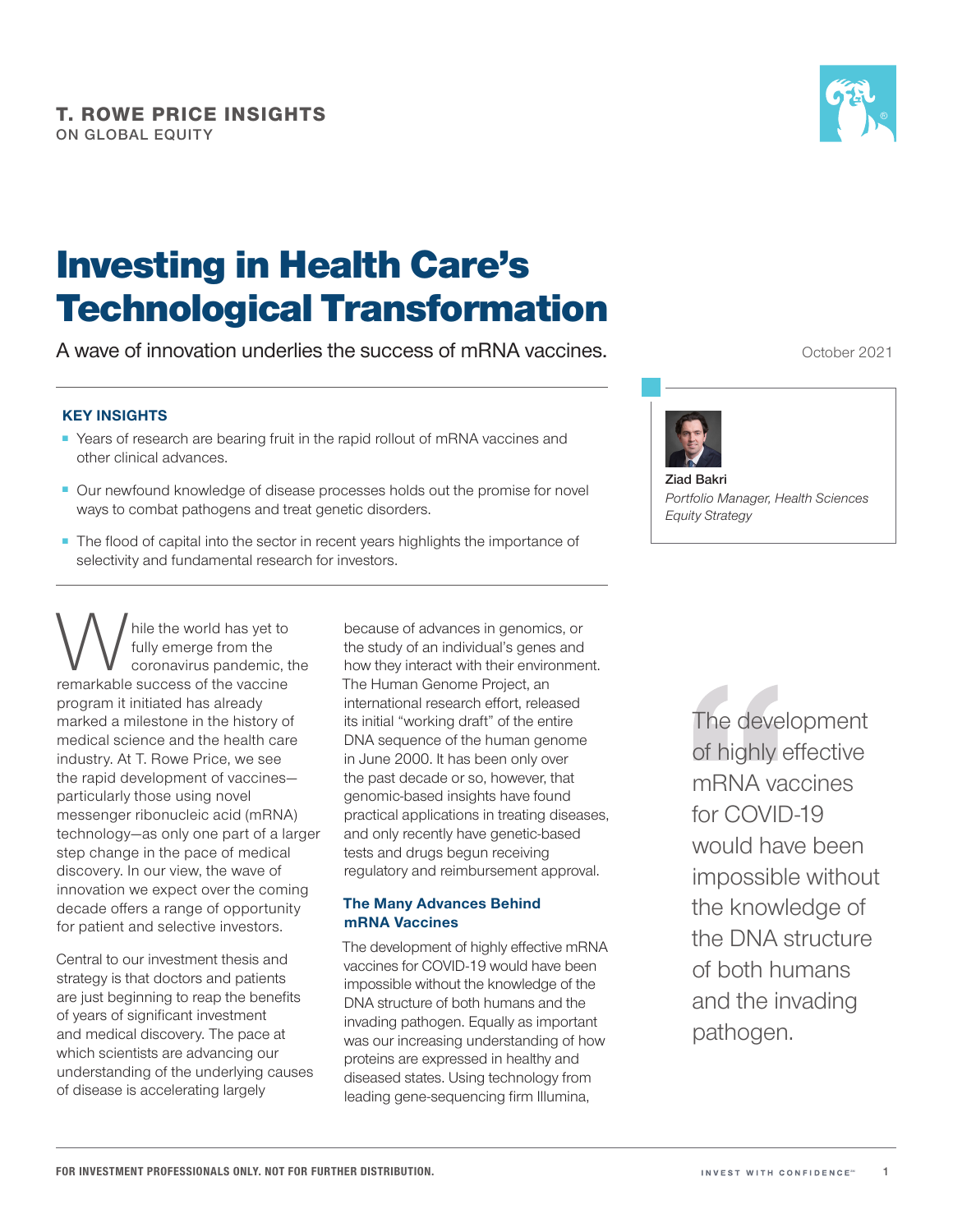**T. ROWE PRICE INSIGHTS**
ON GLOBAL EQUITY

# Investing in Health Care's Technological Transformation

A wave of innovation underlies the success of mRNA vaccines.

October 2021

**Ziad Bakri**
*Portfolio Manager, Health Sciences Equity Strategy*

### KEY INSIGHTS

- Years of research are bearing fruit in the rapid rollout of mRNA vaccines and other clinical advances.
- Our newfound knowledge of disease processes holds out the promise for novel ways to combat pathogens and treat genetic disorders.
- The flood of capital into the sector in recent years highlights the importance of selectivity and fundamental research for investors.

While the world has yet to fully emerge from the coronavirus pandemic, the remarkable success of the vaccine program it initiated has already marked a milestone in the history of medical science and the health care industry. At T. Rowe Price, we see the rapid development of vaccines—particularly those using novel messenger ribonucleic acid (mRNA) technology—as only one part of a larger step change in the pace of medical discovery. In our view, the wave of innovation we expect over the coming decade offers a range of opportunity for patient and selective investors.

Central to our investment thesis and strategy is that doctors and patients are just beginning to reap the benefits of years of significant investment and medical discovery. The pace at which scientists are advancing our understanding of the underlying causes of disease is accelerating largely because of advances in genomics, or the study of an individual's genes and how they interact with their environment. The Human Genome Project, an international research effort, released its initial "working draft" of the entire DNA sequence of the human genome in June 2000. It has been only over the past decade or so, however, that genomic-based insights have found practical applications in treating diseases, and only recently have genetic-based tests and drugs begun receiving regulatory and reimbursement approval.

## The Many Advances Behind mRNA Vaccines

The development of highly effective mRNA vaccines for COVID-19 would have been impossible without the knowledge of the DNA structure of both humans and the invading pathogen. Equally as important was our increasing understanding of how proteins are expressed in healthy and diseased states. Using technology from leading gene-sequencing firm Illumina,

> The development of highly effective mRNA vaccines for COVID-19 would have been impossible without the knowledge of the DNA structure of both humans and the invading pathogen.

FOR INVESTMENT PROFESSIONALS ONLY. NOT FOR FURTHER DISTRIBUTION.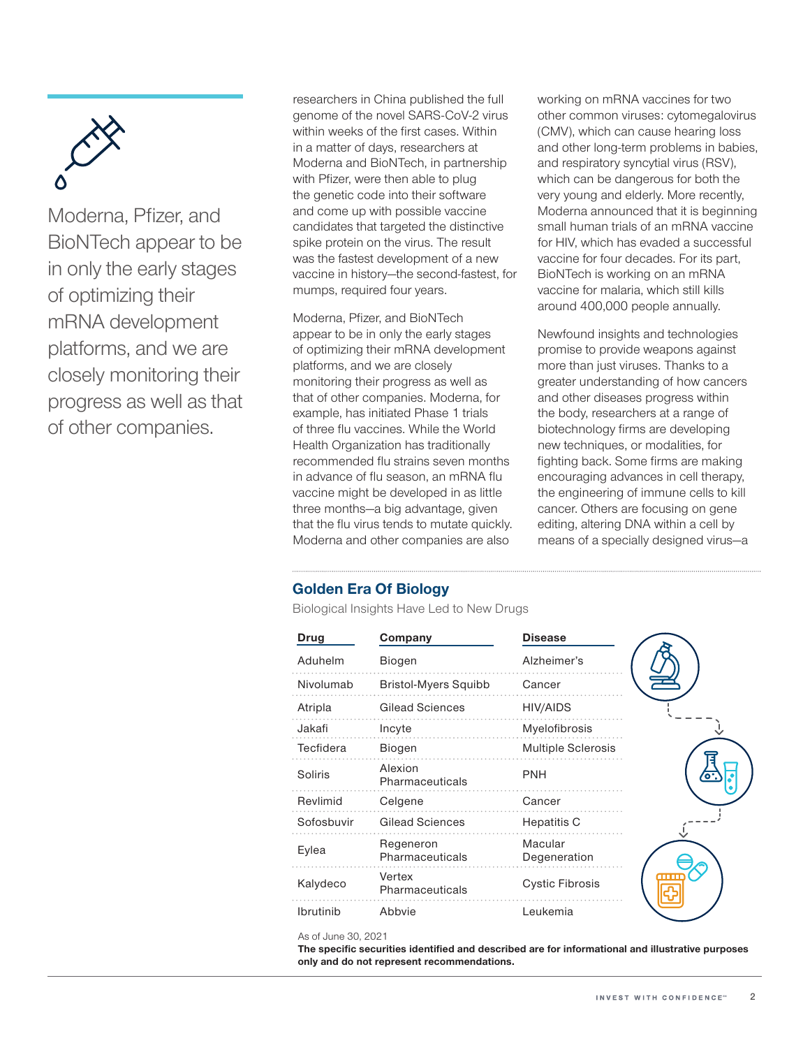Moderna, Pfizer, and BioNTech appear to be in only the early stages of optimizing their mRNA development platforms, and we are closely monitoring their progress as well as that of other companies.

researchers in China published the full genome of the novel SARS-CoV-2 virus within weeks of the first cases. Within in a matter of days, researchers at Moderna and BioNTech, in partnership with Pfizer, were then able to plug the genetic code into their software and come up with possible vaccine candidates that targeted the distinctive spike protein on the virus. The result was the fastest development of a new vaccine in history—the second-fastest, for mumps, required four years.

Moderna, Pfizer, and BioNTech appear to be in only the early stages of optimizing their mRNA development platforms, and we are closely monitoring their progress as well as that of other companies. Moderna, for example, has initiated Phase 1 trials of three flu vaccines. While the World Health Organization has traditionally recommended flu strains seven months in advance of flu season, an mRNA flu vaccine might be developed in as little three months—a big advantage, given that the flu virus tends to mutate quickly. Moderna and other companies are also working on mRNA vaccines for two other common viruses: cytomegalovirus (CMV), which can cause hearing loss and other long-term problems in babies, and respiratory syncytial virus (RSV), which can be dangerous for both the very young and elderly. More recently, Moderna announced that it is beginning small human trials of an mRNA vaccine for HIV, which has evaded a successful vaccine for four decades. For its part, BioNTech is working on an mRNA vaccine for malaria, which still kills around 400,000 people annually.

Newfound insights and technologies promise to provide weapons against more than just viruses. Thanks to a greater understanding of how cancers and other diseases progress within the body, researchers at a range of biotechnology firms are developing new techniques, or modalities, for fighting back. Some firms are making encouraging advances in cell therapy, the engineering of immune cells to kill cancer. Others are focusing on gene editing, altering DNA within a cell by means of a specially designed virus—a

## Golden Era Of Biology

Biological Insights Have Led to New Drugs

| Drug | Company | Disease |
|---|---|---|
| Aduhelm | Biogen | Alzheimer's |
| Nivolumab | Bristol-Myers Squibb | Cancer |
| Atripla | Gilead Sciences | HIV/AIDS |
| Jakafi | Incyte | Myelofibrosis |
| Tecfidera | Biogen | Multiple Sclerosis |
| Soliris | Alexion Pharmaceuticals | PNH |
| Revlimid | Celgene | Cancer |
| Sofosbuvir | Gilead Sciences | Hepatitis C |
| Eylea | Regeneron Pharmaceuticals | Macular Degeneration |
| Kalydeco | Vertex Pharmaceuticals | Cystic Fibrosis |
| Ibrutinib | Abbvie | Leukemia |

As of June 30, 2021

**The specific securities identified and described are for informational and illustrative purposes only and do not represent recommendations.**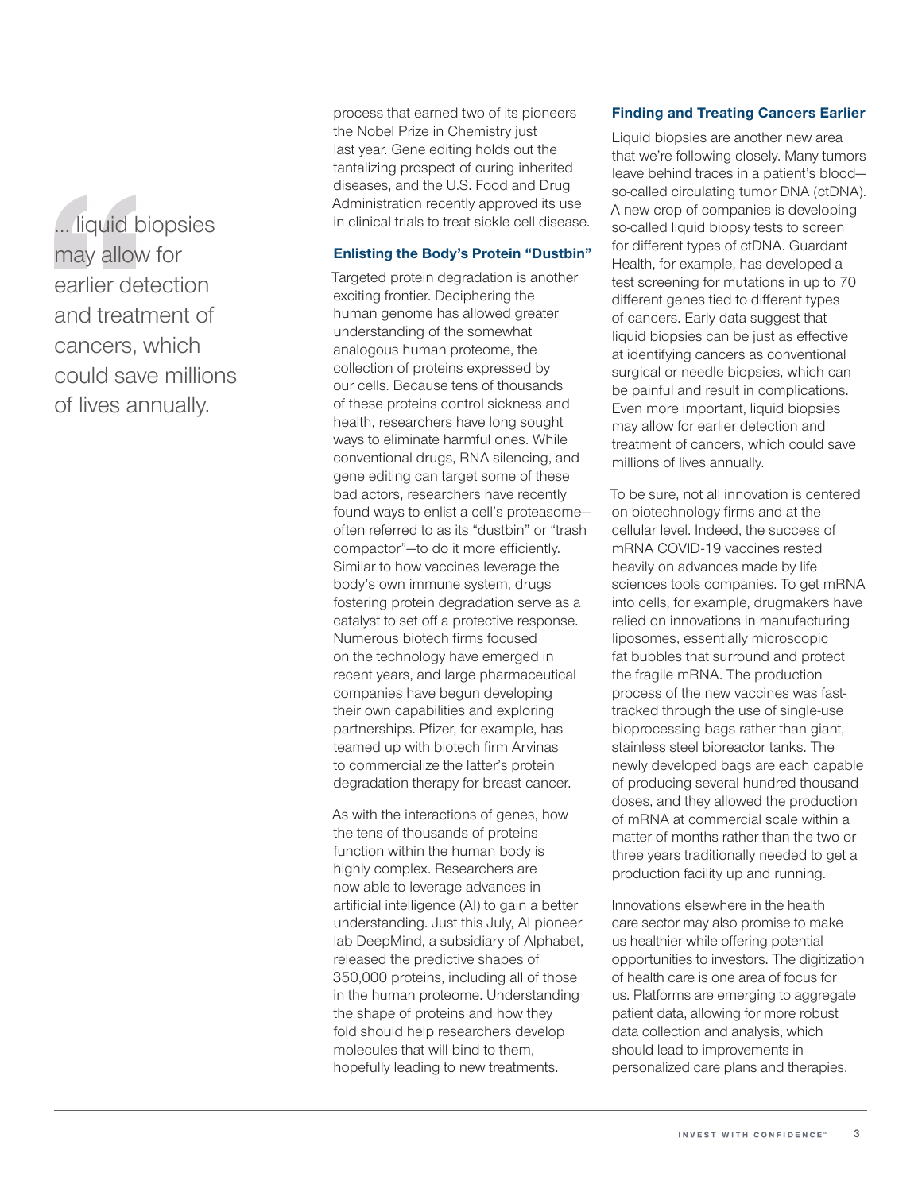> ... liquid biopsies may allow for earlier detection and treatment of cancers, which could save millions of lives annually.

process that earned two of its pioneers the Nobel Prize in Chemistry just last year. Gene editing holds out the tantalizing prospect of curing inherited diseases, and the U.S. Food and Drug Administration recently approved its use in clinical trials to treat sickle cell disease.

### Enlisting the Body's Protein "Dustbin"

Targeted protein degradation is another exciting frontier. Deciphering the human genome has allowed greater understanding of the somewhat analogous human proteome, the collection of proteins expressed by our cells. Because tens of thousands of these proteins control sickness and health, researchers have long sought ways to eliminate harmful ones. While conventional drugs, RNA silencing, and gene editing can target some of these bad actors, researchers have recently found ways to enlist a cell's proteasome—often referred to as its "dustbin" or "trash compactor"—to do it more efficiently. Similar to how vaccines leverage the body's own immune system, drugs fostering protein degradation serve as a catalyst to set off a protective response. Numerous biotech firms focused on the technology have emerged in recent years, and large pharmaceutical companies have begun developing their own capabilities and exploring partnerships. Pfizer, for example, has teamed up with biotech firm Arvinas to commercialize the latter's protein degradation therapy for breast cancer.

As with the interactions of genes, how the tens of thousands of proteins function within the human body is highly complex. Researchers are now able to leverage advances in artificial intelligence (AI) to gain a better understanding. Just this July, AI pioneer lab DeepMind, a subsidiary of Alphabet, released the predictive shapes of 350,000 proteins, including all of those in the human proteome. Understanding the shape of proteins and how they fold should help researchers develop molecules that will bind to them, hopefully leading to new treatments.

### Finding and Treating Cancers Earlier

Liquid biopsies are another new area that we're following closely. Many tumors leave behind traces in a patient's blood—so-called circulating tumor DNA (ctDNA). A new crop of companies is developing so-called liquid biopsy tests to screen for different types of ctDNA. Guardant Health, for example, has developed a test screening for mutations in up to 70 different genes tied to different types of cancers. Early data suggest that liquid biopsies can be just as effective at identifying cancers as conventional surgical or needle biopsies, which can be painful and result in complications. Even more important, liquid biopsies may allow for earlier detection and treatment of cancers, which could save millions of lives annually.

To be sure, not all innovation is centered on biotechnology firms and at the cellular level. Indeed, the success of mRNA COVID-19 vaccines rested heavily on advances made by life sciences tools companies. To get mRNA into cells, for example, drugmakers have relied on innovations in manufacturing liposomes, essentially microscopic fat bubbles that surround and protect the fragile mRNA. The production process of the new vaccines was fast-tracked through the use of single-use bioprocessing bags rather than giant, stainless steel bioreactor tanks. The newly developed bags are each capable of producing several hundred thousand doses, and they allowed the production of mRNA at commercial scale within a matter of months rather than the two or three years traditionally needed to get a production facility up and running.

Innovations elsewhere in the health care sector may also promise to make us healthier while offering potential opportunities to investors. The digitization of health care is one area of focus for us. Platforms are emerging to aggregate patient data, allowing for more robust data collection and analysis, which should lead to improvements in personalized care plans and therapies.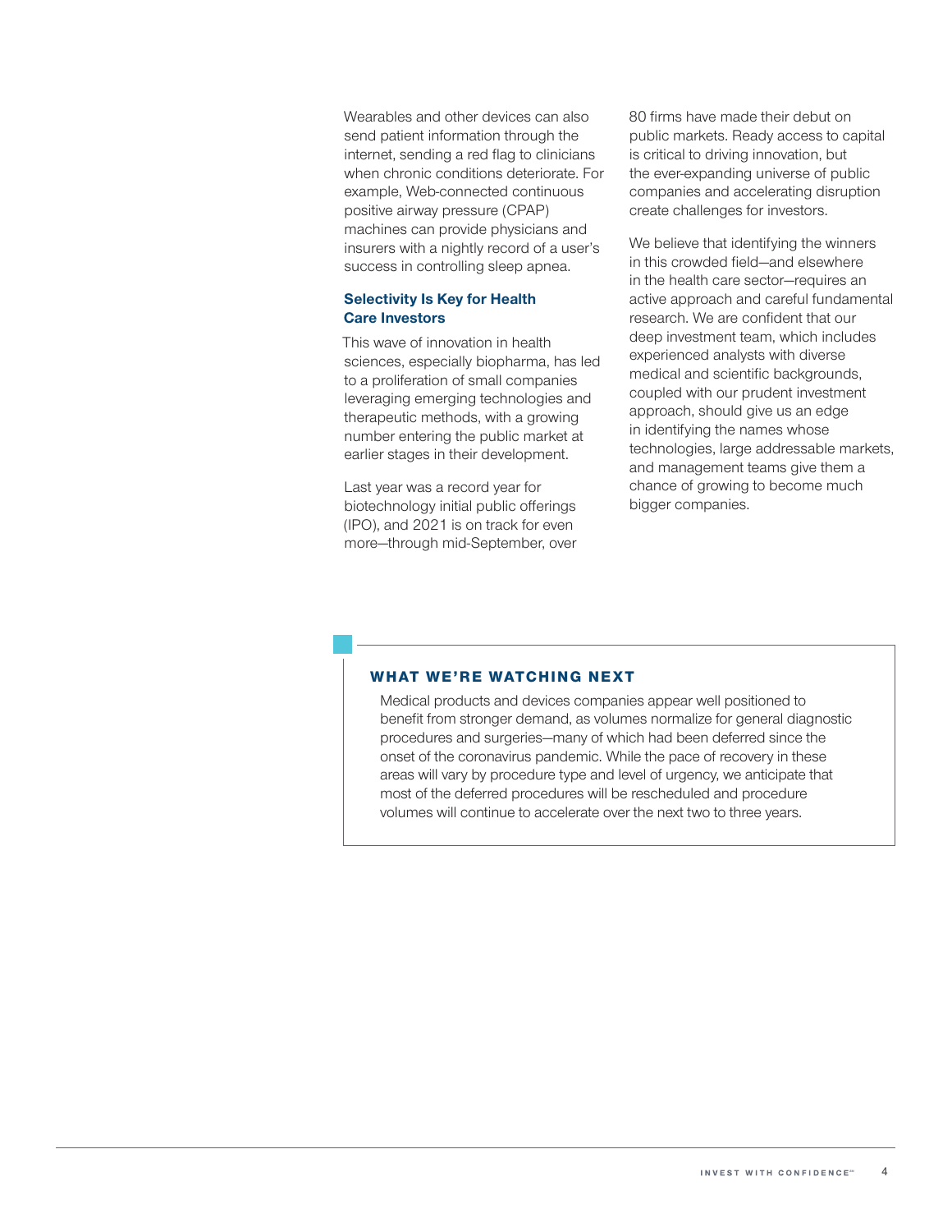Wearables and other devices can also send patient information through the internet, sending a red flag to clinicians when chronic conditions deteriorate. For example, Web-connected continuous positive airway pressure (CPAP) machines can provide physicians and insurers with a nightly record of a user's success in controlling sleep apnea.

### Selectivity Is Key for Health Care Investors

This wave of innovation in health sciences, especially biopharma, has led to a proliferation of small companies leveraging emerging technologies and therapeutic methods, with a growing number entering the public market at earlier stages in their development.

Last year was a record year for biotechnology initial public offerings (IPO), and 2021 is on track for even more—through mid-September, over 80 firms have made their debut on public markets. Ready access to capital is critical to driving innovation, but the ever-expanding universe of public companies and accelerating disruption create challenges for investors.

We believe that identifying the winners in this crowded field—and elsewhere in the health care sector—requires an active approach and careful fundamental research. We are confident that our deep investment team, which includes experienced analysts with diverse medical and scientific backgrounds, coupled with our prudent investment approach, should give us an edge in identifying the names whose technologies, large addressable markets, and management teams give them a chance of growing to become much bigger companies.

### WHAT WE'RE WATCHING NEXT

Medical products and devices companies appear well positioned to benefit from stronger demand, as volumes normalize for general diagnostic procedures and surgeries—many of which had been deferred since the onset of the coronavirus pandemic. While the pace of recovery in these areas will vary by procedure type and level of urgency, we anticipate that most of the deferred procedures will be rescheduled and procedure volumes will continue to accelerate over the next two to three years.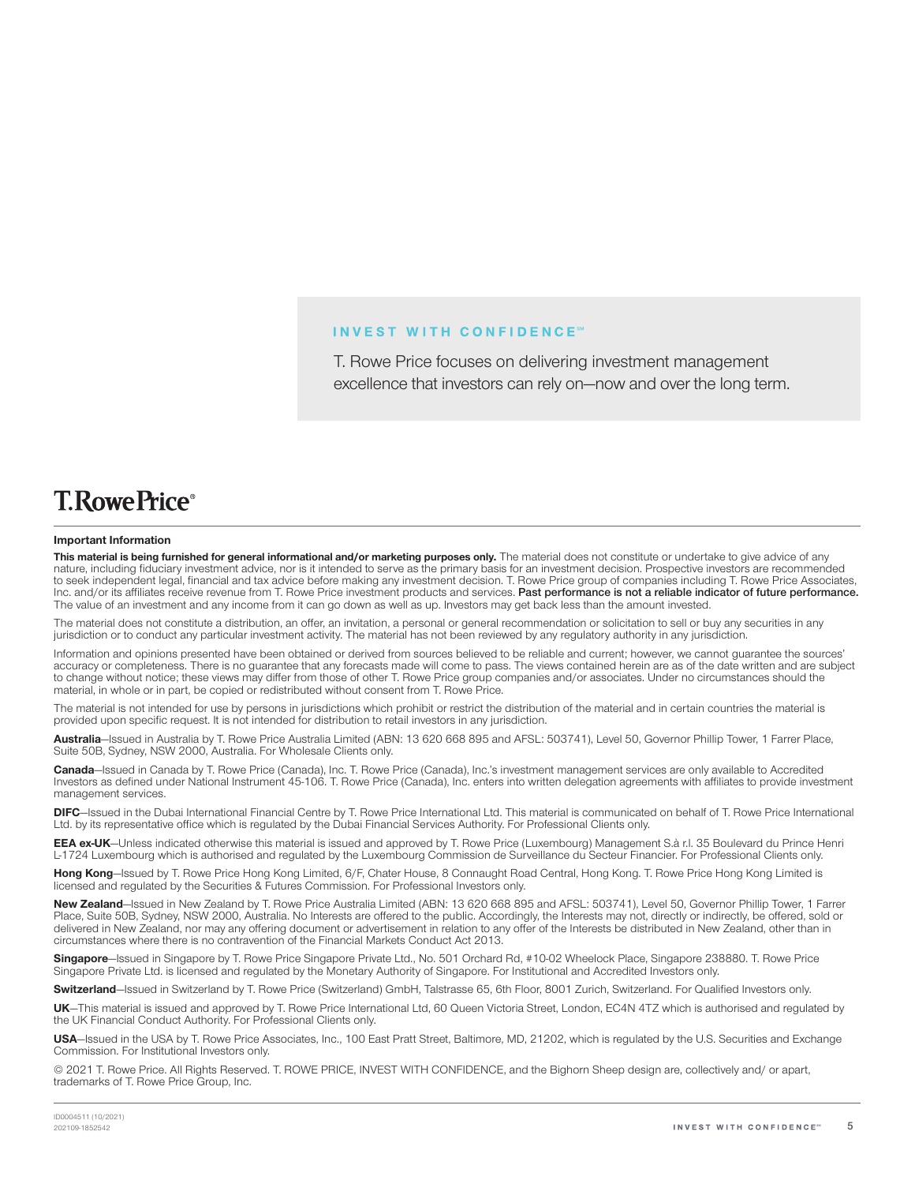**INVEST WITH CONFIDENCE℠**

T. Rowe Price focuses on delivering investment management excellence that investors can rely on—now and over the long term.

T.RowePrice®

**Important Information**

**This material is being furnished for general informational and/or marketing purposes only.** The material does not constitute or undertake to give advice of any nature, including fiduciary investment advice, nor is it intended to serve as the primary basis for an investment decision. Prospective investors are recommended to seek independent legal, financial and tax advice before making any investment decision. T. Rowe Price group of companies including T. Rowe Price Associates, Inc. and/or its affiliates receive revenue from T. Rowe Price investment products and services. **Past performance is not a reliable indicator of future performance.** The value of an investment and any income from it can go down as well as up. Investors may get back less than the amount invested.

The material does not constitute a distribution, an offer, an invitation, a personal or general recommendation or solicitation to sell or buy any securities in any jurisdiction or to conduct any particular investment activity. The material has not been reviewed by any regulatory authority in any jurisdiction.

Information and opinions presented have been obtained or derived from sources believed to be reliable and current; however, we cannot guarantee the sources' accuracy or completeness. There is no guarantee that any forecasts made will come to pass. The views contained herein are as of the date written and are subject to change without notice; these views may differ from those of other T. Rowe Price group companies and/or associates. Under no circumstances should the material, in whole or in part, be copied or redistributed without consent from T. Rowe Price.

The material is not intended for use by persons in jurisdictions which prohibit or restrict the distribution of the material and in certain countries the material is provided upon specific request. It is not intended for distribution to retail investors in any jurisdiction.

**Australia**—Issued in Australia by T. Rowe Price Australia Limited (ABN: 13 620 668 895 and AFSL: 503741), Level 50, Governor Phillip Tower, 1 Farrer Place, Suite 50B, Sydney, NSW 2000, Australia. For Wholesale Clients only.

**Canada**—Issued in Canada by T. Rowe Price (Canada), Inc. T. Rowe Price (Canada), Inc.'s investment management services are only available to Accredited Investors as defined under National Instrument 45-106. T. Rowe Price (Canada), Inc. enters into written delegation agreements with affiliates to provide investment management services.

**DIFC**—Issued in the Dubai International Financial Centre by T. Rowe Price International Ltd. This material is communicated on behalf of T. Rowe Price International Ltd. by its representative office which is regulated by the Dubai Financial Services Authority. For Professional Clients only.

**EEA ex-UK**—Unless indicated otherwise this material is issued and approved by T. Rowe Price (Luxembourg) Management S.à r.l. 35 Boulevard du Prince Henri L-1724 Luxembourg which is authorised and regulated by the Luxembourg Commission de Surveillance du Secteur Financier. For Professional Clients only.

**Hong Kong**—Issued by T. Rowe Price Hong Kong Limited, 6/F, Chater House, 8 Connaught Road Central, Hong Kong. T. Rowe Price Hong Kong Limited is licensed and regulated by the Securities & Futures Commission. For Professional Investors only.

**New Zealand**—Issued in New Zealand by T. Rowe Price Australia Limited (ABN: 13 620 668 895 and AFSL: 503741), Level 50, Governor Phillip Tower, 1 Farrer Place, Suite 50B, Sydney, NSW 2000, Australia. No Interests are offered to the public. Accordingly, the Interests may not, directly or indirectly, be offered, sold or delivered in New Zealand, nor may any offering document or advertisement in relation to any offer of the Interests be distributed in New Zealand, other than in circumstances where there is no contravention of the Financial Markets Conduct Act 2013.

**Singapore**—Issued in Singapore by T. Rowe Price Singapore Private Ltd., No. 501 Orchard Rd, #10-02 Wheelock Place, Singapore 238880. T. Rowe Price Singapore Private Ltd. is licensed and regulated by the Monetary Authority of Singapore. For Institutional and Accredited Investors only.

**Switzerland**—Issued in Switzerland by T. Rowe Price (Switzerland) GmbH, Talstrasse 65, 6th Floor, 8001 Zurich, Switzerland. For Qualified Investors only.

**UK**—This material is issued and approved by T. Rowe Price International Ltd, 60 Queen Victoria Street, London, EC4N 4TZ which is authorised and regulated by the UK Financial Conduct Authority. For Professional Clients only.

**USA**—Issued in the USA by T. Rowe Price Associates, Inc., 100 East Pratt Street, Baltimore, MD, 21202, which is regulated by the U.S. Securities and Exchange Commission. For Institutional Investors only.

© 2021 T. Rowe Price. All Rights Reserved. T. ROWE PRICE, INVEST WITH CONFIDENCE, and the Bighorn Sheep design are, collectively and/ or apart, trademarks of T. Rowe Price Group, Inc.

ID0004511 (10/2021)
202109-1852542